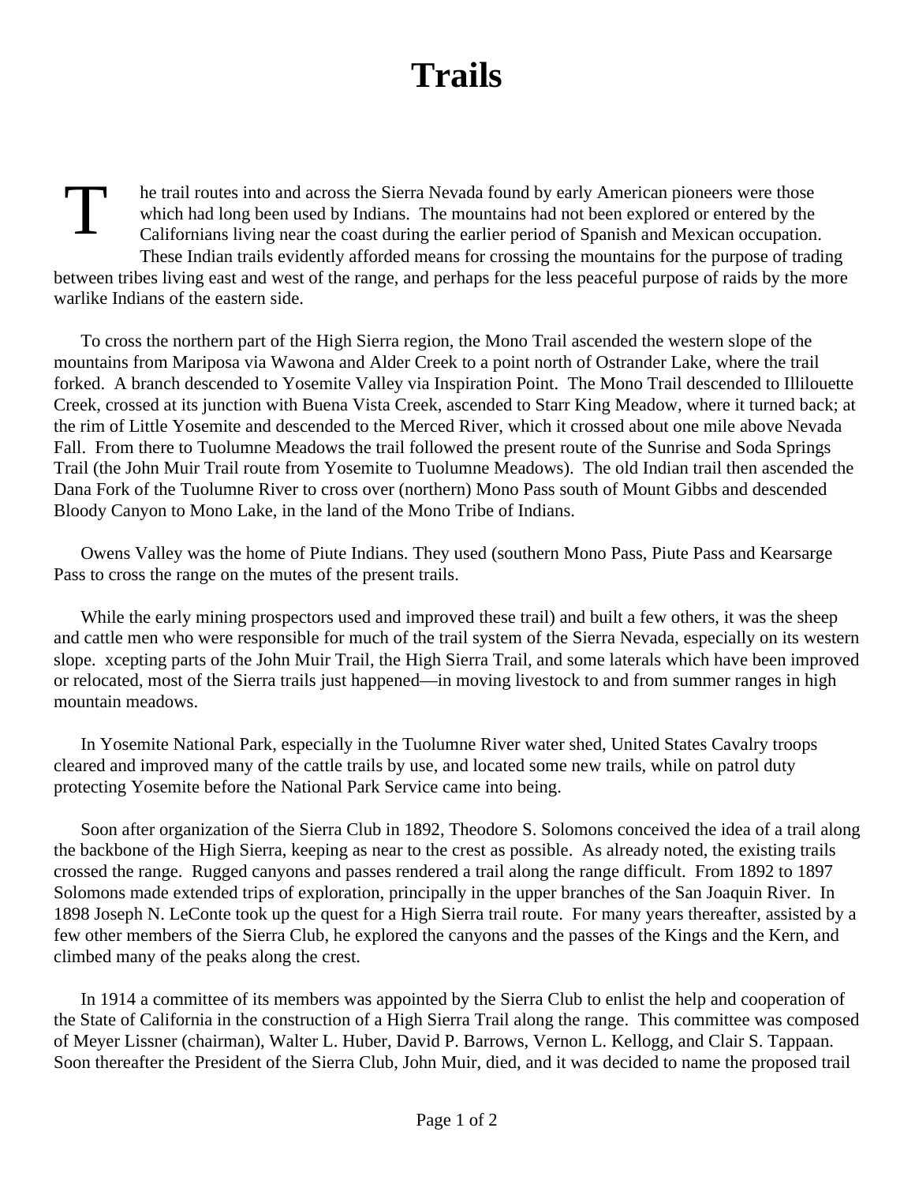# Trails

The trail routes into and across the Sierra Nevada found by early American pioneers were those which had long been used by Indians. The mountains had not been explored or entered by the Californians living near the coast during the earlier period of Spanish and Mexican occupation. These Indian trails evidently afforded means for crossing the mountains for the purpose of trading between tribes living east and west of the range, and perhaps for the less peaceful purpose of raids by the more warlike Indians of the eastern side.

To cross the northern part of the High Sierra region, the Mono Trail ascended the western slope of the mountains from Mariposa via Wawona and Alder Creek to a point north of Ostrander Lake, where the trail forked. A branch descended to Yosemite Valley via Inspiration Point. The Mono Trail descended to Illilouette Creek, crossed at its junction with Buena Vista Creek, ascended to Starr King Meadow, where it turned back; at the rim of Little Yosemite and descended to the Merced River, which it crossed about one mile above Nevada Fall. From there to Tuolumne Meadows the trail followed the present route of the Sunrise and Soda Springs Trail (the John Muir Trail route from Yosemite to Tuolumne Meadows). The old Indian trail then ascended the Dana Fork of the Tuolumne River to cross over (northern) Mono Pass south of Mount Gibbs and descended Bloody Canyon to Mono Lake, in the land of the Mono Tribe of Indians.

Owens Valley was the home of Piute Indians. They used (southern Mono Pass, Piute Pass and Kearsarge Pass to cross the range on the mutes of the present trails.

While the early mining prospectors used and improved these trail) and built a few others, it was the sheep and cattle men who were responsible for much of the trail system of the Sierra Nevada, especially on its western slope. xcepting parts of the John Muir Trail, the High Sierra Trail, and some laterals which have been improved or relocated, most of the Sierra trails just happened—in moving livestock to and from summer ranges in high mountain meadows.

In Yosemite National Park, especially in the Tuolumne River water shed, United States Cavalry troops cleared and improved many of the cattle trails by use, and located some new trails, while on patrol duty protecting Yosemite before the National Park Service came into being.

Soon after organization of the Sierra Club in 1892, Theodore S. Solomons conceived the idea of a trail along the backbone of the High Sierra, keeping as near to the crest as possible. As already noted, the existing trails crossed the range. Rugged canyons and passes rendered a trail along the range difficult. From 1892 to 1897 Solomons made extended trips of exploration, principally in the upper branches of the San Joaquin River. In 1898 Joseph N. LeConte took up the quest for a High Sierra trail route. For many years thereafter, assisted by a few other members of the Sierra Club, he explored the canyons and the passes of the Kings and the Kern, and climbed many of the peaks along the crest.

In 1914 a committee of its members was appointed by the Sierra Club to enlist the help and cooperation of the State of California in the construction of a High Sierra Trail along the range. This committee was composed of Meyer Lissner (chairman), Walter L. Huber, David P. Barrows, Vernon L. Kellogg, and Clair S. Tappaan. Soon thereafter the President of the Sierra Club, John Muir, died, and it was decided to name the proposed trail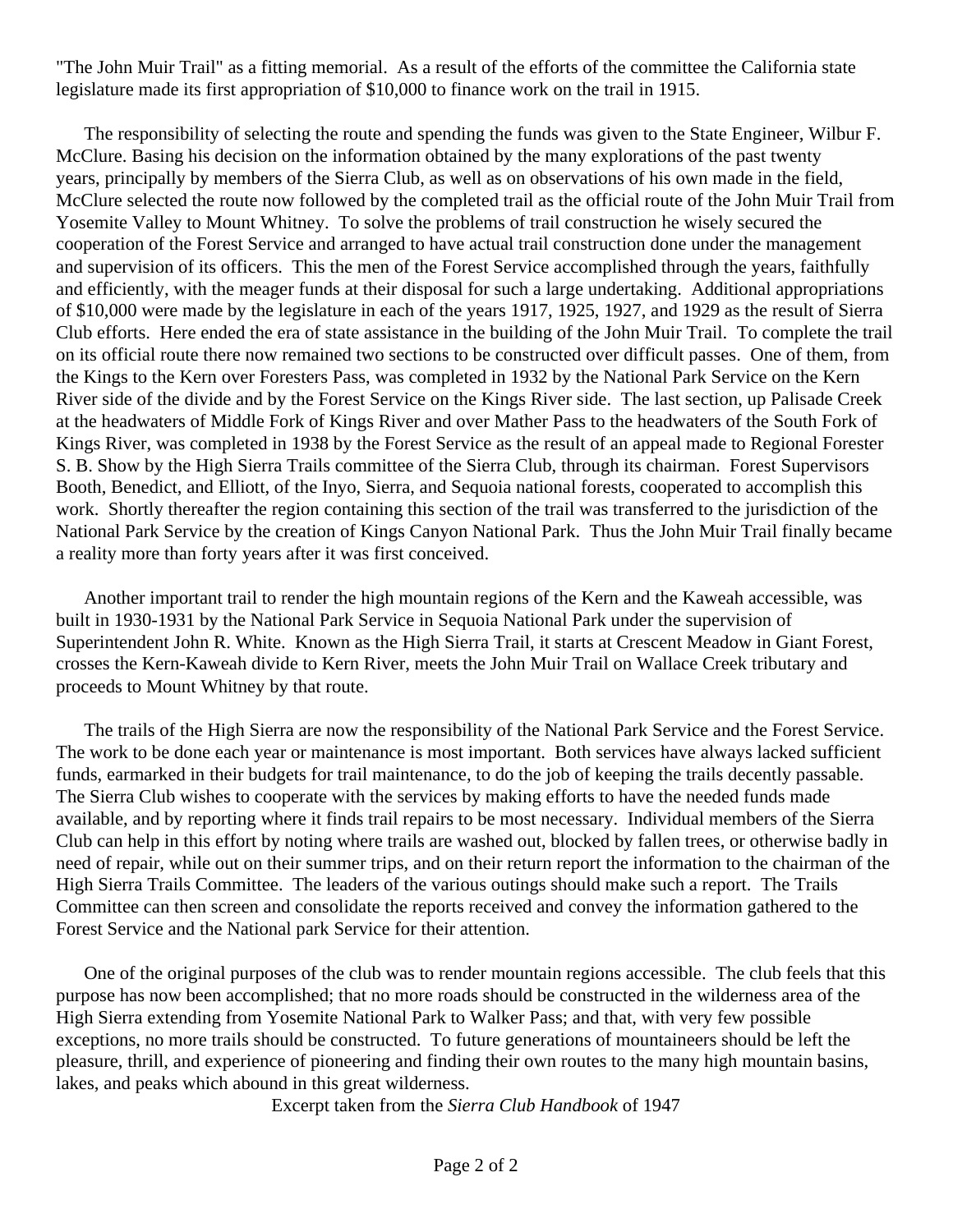"The John Muir Trail" as a fitting memorial. As a result of the efforts of the committee the California state legislature made its first appropriation of $10,000 to finance work on the trail in 1915.

The responsibility of selecting the route and spending the funds was given to the State Engineer, Wilbur F. McClure. Basing his decision on the information obtained by the many explorations of the past twenty years, principally by members of the Sierra Club, as well as on observations of his own made in the field, McClure selected the route now followed by the completed trail as the official route of the John Muir Trail from Yosemite Valley to Mount Whitney. To solve the problems of trail construction he wisely secured the cooperation of the Forest Service and arranged to have actual trail construction done under the management and supervision of its officers. This the men of the Forest Service accomplished through the years, faithfully and efficiently, with the meager funds at their disposal for such a large undertaking. Additional appropriations of $10,000 were made by the legislature in each of the years 1917, 1925, 1927, and 1929 as the result of Sierra Club efforts. Here ended the era of state assistance in the building of the John Muir Trail. To complete the trail on its official route there now remained two sections to be constructed over difficult passes. One of them, from the Kings to the Kern over Foresters Pass, was completed in 1932 by the National Park Service on the Kern River side of the divide and by the Forest Service on the Kings River side. The last section, up Palisade Creek at the headwaters of Middle Fork of Kings River and over Mather Pass to the headwaters of the South Fork of Kings River, was completed in 1938 by the Forest Service as the result of an appeal made to Regional Forester S. B. Show by the High Sierra Trails committee of the Sierra Club, through its chairman. Forest Supervisors Booth, Benedict, and Elliott, of the Inyo, Sierra, and Sequoia national forests, cooperated to accomplish this work. Shortly thereafter the region containing this section of the trail was transferred to the jurisdiction of the National Park Service by the creation of Kings Canyon National Park. Thus the John Muir Trail finally became a reality more than forty years after it was first conceived.

Another important trail to render the high mountain regions of the Kern and the Kaweah accessible, was built in 1930-1931 by the National Park Service in Sequoia National Park under the supervision of Superintendent John R. White. Known as the High Sierra Trail, it starts at Crescent Meadow in Giant Forest, crosses the Kern-Kaweah divide to Kern River, meets the John Muir Trail on Wallace Creek tributary and proceeds to Mount Whitney by that route.

The trails of the High Sierra are now the responsibility of the National Park Service and the Forest Service. The work to be done each year or maintenance is most important. Both services have always lacked sufficient funds, earmarked in their budgets for trail maintenance, to do the job of keeping the trails decently passable. The Sierra Club wishes to cooperate with the services by making efforts to have the needed funds made available, and by reporting where it finds trail repairs to be most necessary. Individual members of the Sierra Club can help in this effort by noting where trails are washed out, blocked by fallen trees, or otherwise badly in need of repair, while out on their summer trips, and on their return report the information to the chairman of the High Sierra Trails Committee. The leaders of the various outings should make such a report. The Trails Committee can then screen and consolidate the reports received and convey the information gathered to the Forest Service and the National park Service for their attention.

One of the original purposes of the club was to render mountain regions accessible. The club feels that this purpose has now been accomplished; that no more roads should be constructed in the wilderness area of the High Sierra extending from Yosemite National Park to Walker Pass; and that, with very few possible exceptions, no more trails should be constructed. To future generations of mountaineers should be left the pleasure, thrill, and experience of pioneering and finding their own routes to the many high mountain basins, lakes, and peaks which abound in this great wilderness.

Excerpt taken from the *Sierra Club Handbook* of 1947